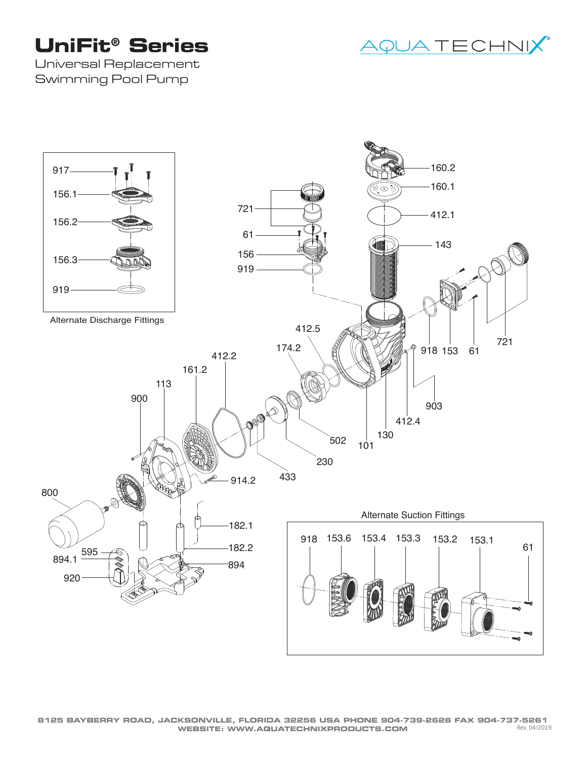# UniFit® Series

Universal Replacement Swimming Pool Pump

AQUA TECHNIX®

917
156.1
156.2
156.3
919

Alternate Discharge Fittings

160.2
160.1
412.1
143
721
61
156
919
918 153 61
721
412.5
174.2
412.2
161.2
113
900
903
412.4
130
101
502
230
433
914.2
800
182.1
182.2
894
595
894.1
920

Alternate Suction Fittings

918 153.6 153.4 153.3 153.2 153.1 61

8125 BAYBERRY ROAD, JACKSONVILLE, FLORIDA 32256 USA PHONE 904-739-2626 FAX 904-737-5261
WEBSITE: WWW.AQUATECHNIXPRODUCTS.COM

Rev. 04/2019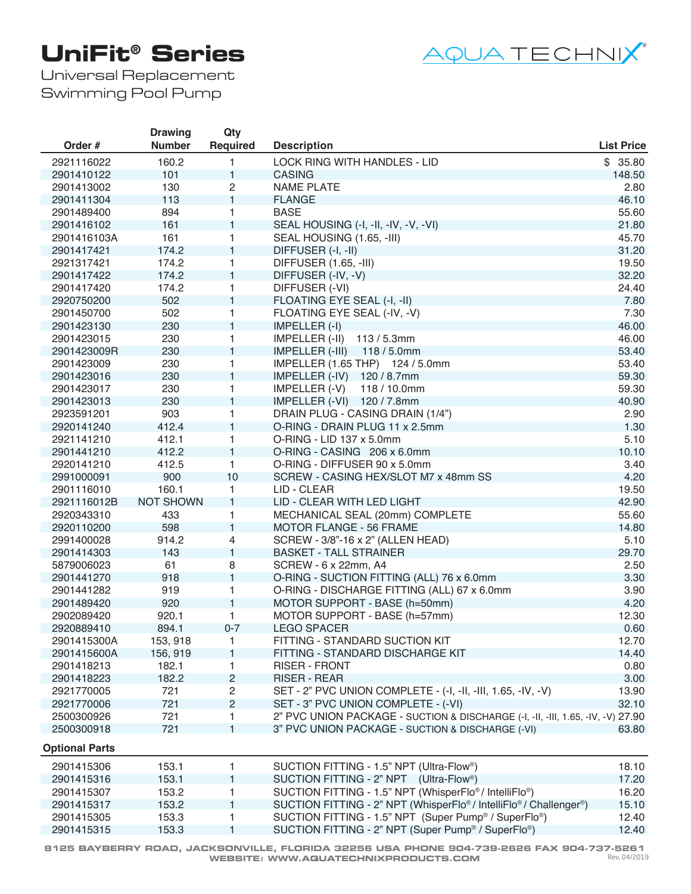# UniFit® Series

Universal Replacement Swimming Pool Pump

AQUA TECHNIX®

| Order # | Drawing Number | Qty Required | Description | List Price |
|---|---|---|---|---|
| 2921116022 | 160.2 | 1 | LOCK RING WITH HANDLES - LID | $ 35.80 |
| 2901410122 | 101 | 1 | CASING | 148.50 |
| 2901413002 | 130 | 2 | NAME PLATE | 2.80 |
| 2901411304 | 113 | 1 | FLANGE | 46.10 |
| 2901489400 | 894 | 1 | BASE | 55.60 |
| 2901416102 | 161 | 1 | SEAL HOUSING (-I, -II, -IV, -V, -VI) | 21.80 |
| 2901416103A | 161 | 1 | SEAL HOUSING (1.65, -III) | 45.70 |
| 2901417421 | 174.2 | 1 | DIFFUSER (-I, -II) | 31.20 |
| 2921317421 | 174.2 | 1 | DIFFUSER (1.65, -III) | 19.50 |
| 2901417422 | 174.2 | 1 | DIFFUSER (-IV, -V) | 32.20 |
| 2901417420 | 174.2 | 1 | DIFFUSER (-VI) | 24.40 |
| 2920750200 | 502 | 1 | FLOATING EYE SEAL (-I, -II) | 7.80 |
| 2901450700 | 502 | 1 | FLOATING EYE SEAL (-IV, -V) | 7.30 |
| 2901423130 | 230 | 1 | IMPELLER (-I) | 46.00 |
| 2901423015 | 230 | 1 | IMPELLER (-II) 113 / 5.3mm | 46.00 |
| 2901423009R | 230 | 1 | IMPELLER (-III) 118 / 5.0mm | 53.40 |
| 2901423009 | 230 | 1 | IMPELLER (1.65 THP) 124 / 5.0mm | 53.40 |
| 2901423016 | 230 | 1 | IMPELLER (-IV) 120 / 8.7mm | 59.30 |
| 2901423017 | 230 | 1 | IMPELLER (-V) 118 / 10.0mm | 59.30 |
| 2901423013 | 230 | 1 | IMPELLER (-VI) 120 / 7.8mm | 40.90 |
| 2923591201 | 903 | 1 | DRAIN PLUG - CASING DRAIN (1/4") | 2.90 |
| 2920141240 | 412.4 | 1 | O-RING - DRAIN PLUG 11 x 2.5mm | 1.30 |
| 2921141210 | 412.1 | 1 | O-RING - LID 137 x 5.0mm | 5.10 |
| 2901441210 | 412.2 | 1 | O-RING - CASING 206 x 6.0mm | 10.10 |
| 2920141210 | 412.5 | 1 | O-RING - DIFFUSER 90 x 5.0mm | 3.40 |
| 2991000091 | 900 | 10 | SCREW - CASING HEX/SLOT M7 x 48mm SS | 4.20 |
| 2901116010 | 160.1 | 1 | LID - CLEAR | 19.50 |
| 2921116012B | NOT SHOWN | 1 | LID - CLEAR WITH LED LIGHT | 42.90 |
| 2920343310 | 433 | 1 | MECHANICAL SEAL (20mm) COMPLETE | 55.60 |
| 2920110200 | 598 | 1 | MOTOR FLANGE - 56 FRAME | 14.80 |
| 2991400028 | 914.2 | 4 | SCREW - 3/8"-16 x 2" (ALLEN HEAD) | 5.10 |
| 2901414303 | 143 | 1 | BASKET - TALL STRAINER | 29.70 |
| 5879006023 | 61 | 8 | SCREW - 6 x 22mm, A4 | 2.50 |
| 2901441270 | 918 | 1 | O-RING - SUCTION FITTING (ALL) 76 x 6.0mm | 3.30 |
| 2901441282 | 919 | 1 | O-RING - DISCHARGE FITTING (ALL) 67 x 6.0mm | 3.90 |
| 2901489420 | 920 | 1 | MOTOR SUPPORT - BASE (h=50mm) | 4.20 |
| 2902089420 | 920.1 | 1 | MOTOR SUPPORT - BASE (h=57mm) | 12.30 |
| 2920889410 | 894.1 | 0-7 | LEGO SPACER | 0.60 |
| 2901415300A | 153, 918 | 1 | FITTING - STANDARD SUCTION KIT | 12.70 |
| 2901415600A | 156, 919 | 1 | FITTING - STANDARD DISCHARGE KIT | 14.40 |
| 2901418213 | 182.1 | 1 | RISER - FRONT | 0.80 |
| 2901418223 | 182.2 | 2 | RISER - REAR | 3.00 |
| 2921770005 | 721 | 2 | SET - 2" PVC UNION COMPLETE - (-I, -II, -III, 1.65, -IV, -V) | 13.90 |
| 2921770006 | 721 | 2 | SET - 3" PVC UNION COMPLETE - (-VI) | 32.10 |
| 2500300926 | 721 | 1 | 2" PVC UNION PACKAGE - SUCTION & DISCHARGE (-I, -II, -III, 1.65, -IV, -V) | 27.90 |
| 2500300918 | 721 | 1 | 3" PVC UNION PACKAGE - SUCTION & DISCHARGE (-VI) | 63.80 |

**Optional Parts**

| Order # | Drawing Number | Qty Required | Description | List Price |
|---|---|---|---|---|
| 2901415306 | 153.1 | 1 | SUCTION FITTING - 1.5" NPT (Ultra-Flow®) | 18.10 |
| 2901415316 | 153.1 | 1 | SUCTION FITTING - 2" NPT (Ultra-Flow®) | 17.20 |
| 2901415307 | 153.2 | 1 | SUCTION FITTING - 1.5" NPT (WhisperFlo® / IntelliFlo®) | 16.20 |
| 2901415317 | 153.2 | 1 | SUCTION FITTING - 2" NPT (WhisperFlo® / IntelliFlo® / Challenger®) | 15.10 |
| 2901415305 | 153.3 | 1 | SUCTION FITTING - 1.5" NPT (Super Pump® / SuperFlo®) | 12.40 |
| 2901415315 | 153.3 | 1 | SUCTION FITTING - 2" NPT (Super Pump® / SuperFlo®) | 12.40 |

8125 BAYBERRY ROAD, JACKSONVILLE, FLORIDA 32256 USA PHONE 904-739-2626 FAX 904-737-5261
WEBSITE: WWW.AQUATECHNIXPRODUCTS.COM

Rev. 04/2019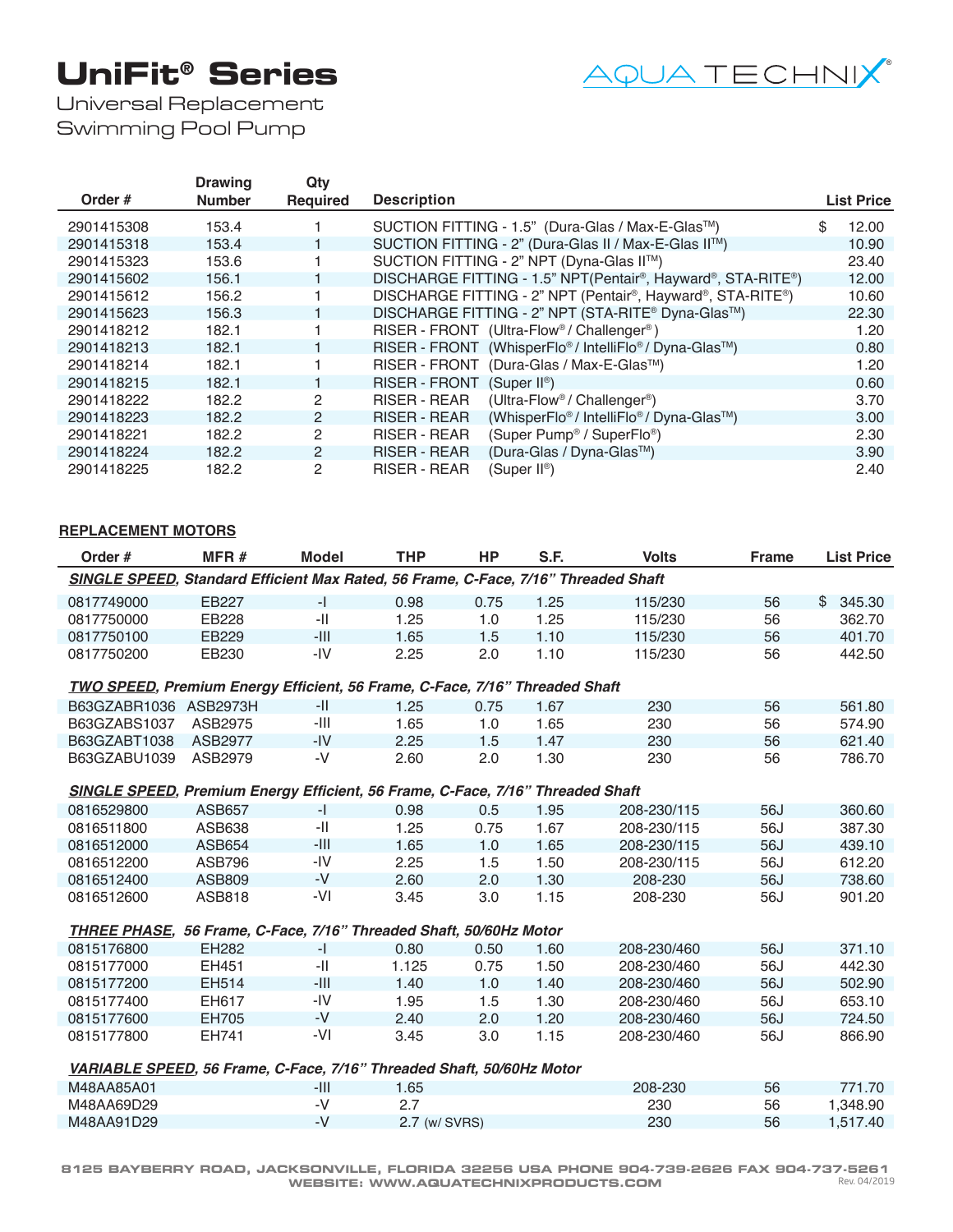# UniFit® Series

Universal Replacement Swimming Pool Pump

AQUA TECHNIX®

| Order # | Drawing Number | Qty Required | Description | List Price |
|---|---|---|---|---|
| 2901415308 | 153.4 | 1 | SUCTION FITTING - 1.5" (Dura-Glas / Max-E-Glas™) | $ 12.00 |
| 2901415318 | 153.4 | 1 | SUCTION FITTING - 2" (Dura-Glas II / Max-E-Glas II™) | 10.90 |
| 2901415323 | 153.6 | 1 | SUCTION FITTING - 2" NPT (Dyna-Glas II™) | 23.40 |
| 2901415602 | 156.1 | 1 | DISCHARGE FITTING - 1.5" NPT(Pentair®, Hayward®, STA-RITE®) | 12.00 |
| 2901415612 | 156.2 | 1 | DISCHARGE FITTING - 2" NPT (Pentair®, Hayward®, STA-RITE®) | 10.60 |
| 2901415623 | 156.3 | 1 | DISCHARGE FITTING - 2" NPT (STA-RITE® Dyna-Glas™) | 22.30 |
| 2901418212 | 182.1 | 1 | RISER - FRONT (Ultra-Flow® / Challenger®) | 1.20 |
| 2901418213 | 182.1 | 1 | RISER - FRONT (WhisperFlo® / IntelliFlo® / Dyna-Glas™) | 0.80 |
| 2901418214 | 182.1 | 1 | RISER - FRONT (Dura-Glas / Max-E-Glas™) | 1.20 |
| 2901418215 | 182.1 | 1 | RISER - FRONT (Super II®) | 0.60 |
| 2901418222 | 182.2 | 2 | RISER - REAR (Ultra-Flow® / Challenger®) | 3.70 |
| 2901418223 | 182.2 | 2 | RISER - REAR (WhisperFlo® / IntelliFlo® / Dyna-Glas™) | 3.00 |
| 2901418221 | 182.2 | 2 | RISER - REAR (Super Pump® / SuperFlo®) | 2.30 |
| 2901418224 | 182.2 | 2 | RISER - REAR (Dura-Glas / Dyna-Glas™) | 3.90 |
| 2901418225 | 182.2 | 2 | RISER - REAR (Super II®) | 2.40 |

## REPLACEMENT MOTORS

| Order # | MFR # | Model | THP | HP | S.F. | Volts | Frame | List Price |
|---|---|---|---|---|---|---|---|---|
| ***SINGLE SPEED**, Standard Efficient Max Rated, 56 Frame, C-Face, 7/16" Threaded Shaft* | | | | | | | | |
| 0817749000 | EB227 | -I | 0.98 | 0.75 | 1.25 | 115/230 | 56 | $ 345.30 |
| 0817750000 | EB228 | -II | 1.25 | 1.0 | 1.25 | 115/230 | 56 | 362.70 |
| 0817750100 | EB229 | -III | 1.65 | 1.5 | 1.10 | 115/230 | 56 | 401.70 |
| 0817750200 | EB230 | -IV | 2.25 | 2.0 | 1.10 | 115/230 | 56 | 442.50 |
| ***TWO SPEED**, Premium Energy Efficient, 56 Frame, C-Face, 7/16" Threaded Shaft* | | | | | | | | |
| B63GZABR1036 | ASB2973H | -II | 1.25 | 0.75 | 1.67 | 230 | 56 | 561.80 |
| B63GZABS1037 | ASB2975 | -III | 1.65 | 1.0 | 1.65 | 230 | 56 | 574.90 |
| B63GZABT1038 | ASB2977 | -IV | 2.25 | 1.5 | 1.47 | 230 | 56 | 621.40 |
| B63GZABU1039 | ASB2979 | -V | 2.60 | 2.0 | 1.30 | 230 | 56 | 786.70 |
| ***SINGLE SPEED**, Premium Energy Efficient, 56 Frame, C-Face, 7/16" Threaded Shaft* | | | | | | | | |
| 0816529800 | ASB657 | -I | 0.98 | 0.5 | 1.95 | 208-230/115 | 56J | 360.60 |
| 0816511800 | ASB638 | -II | 1.25 | 0.75 | 1.67 | 208-230/115 | 56J | 387.30 |
| 0816512000 | ASB654 | -III | 1.65 | 1.0 | 1.65 | 208-230/115 | 56J | 439.10 |
| 0816512200 | ASB796 | -IV | 2.25 | 1.5 | 1.50 | 208-230/115 | 56J | 612.20 |
| 0816512400 | ASB809 | -V | 2.60 | 2.0 | 1.30 | 208-230 | 56J | 738.60 |
| 0816512600 | ASB818 | -VI | 3.45 | 3.0 | 1.15 | 208-230 | 56J | 901.20 |
| ***THREE PHASE**, 56 Frame, C-Face, 7/16" Threaded Shaft, 50/60Hz Motor* | | | | | | | | |
| 0815176800 | EH282 | -I | 0.80 | 0.50 | 1.60 | 208-230/460 | 56J | 371.10 |
| 0815177000 | EH451 | -II | 1.125 | 0.75 | 1.50 | 208-230/460 | 56J | 442.30 |
| 0815177200 | EH514 | -III | 1.40 | 1.0 | 1.40 | 208-230/460 | 56J | 502.90 |
| 0815177400 | EH617 | -IV | 1.95 | 1.5 | 1.30 | 208-230/460 | 56J | 653.10 |
| 0815177600 | EH705 | -V | 2.40 | 2.0 | 1.20 | 208-230/460 | 56J | 724.50 |
| 0815177800 | EH741 | -VI | 3.45 | 3.0 | 1.15 | 208-230/460 | 56J | 866.90 |
| ***VARIABLE SPEED**, 56 Frame, C-Face, 7/16" Threaded Shaft, 50/60Hz Motor* | | | | | | | | |
| M48AA85A01 | | -III | 1.65 | | | 208-230 | 56 | 771.70 |
| M48AA69D29 | | -V | 2.7 | | | 230 | 56 | 1,348.90 |
| M48AA91D29 | | -V | 2.7 (w/ SVRS) | | | 230 | 56 | 1,517.40 |

8125 BAYBERRY ROAD, JACKSONVILLE, FLORIDA 32256 USA PHONE 904-739-2626 FAX 904-737-5261
WEBSITE: WWW.AQUATECHNIXPRODUCTS.COM

Rev. 04/2019